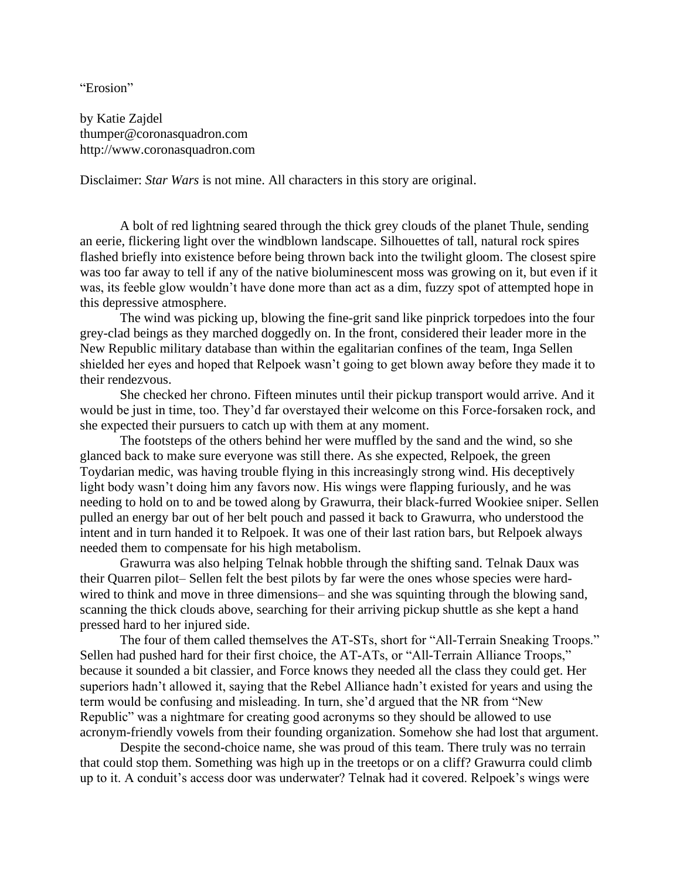"Erosion"

by Katie Zajdel
thumper@coronasquadron.com
http://www.coronasquadron.com

Disclaimer: *Star Wars* is not mine. All characters in this story are original.

A bolt of red lightning seared through the thick grey clouds of the planet Thule, sending an eerie, flickering light over the windblown landscape. Silhouettes of tall, natural rock spires flashed briefly into existence before being thrown back into the twilight gloom. The closest spire was too far away to tell if any of the native bioluminescent moss was growing on it, but even if it was, its feeble glow wouldn't have done more than act as a dim, fuzzy spot of attempted hope in this depressive atmosphere.

The wind was picking up, blowing the fine-grit sand like pinprick torpedoes into the four grey-clad beings as they marched doggedly on. In the front, considered their leader more in the New Republic military database than within the egalitarian confines of the team, Inga Sellen shielded her eyes and hoped that Relpoek wasn't going to get blown away before they made it to their rendezvous.

She checked her chrono. Fifteen minutes until their pickup transport would arrive. And it would be just in time, too. They'd far overstayed their welcome on this Force-forsaken rock, and she expected their pursuers to catch up with them at any moment.

The footsteps of the others behind her were muffled by the sand and the wind, so she glanced back to make sure everyone was still there. As she expected, Relpoek, the green Toydarian medic, was having trouble flying in this increasingly strong wind. His deceptively light body wasn't doing him any favors now. His wings were flapping furiously, and he was needing to hold on to and be towed along by Grawurra, their black-furred Wookiee sniper. Sellen pulled an energy bar out of her belt pouch and passed it back to Grawurra, who understood the intent and in turn handed it to Relpoek. It was one of their last ration bars, but Relpoek always needed them to compensate for his high metabolism.

Grawurra was also helping Telnak hobble through the shifting sand. Telnak Daux was their Quarren pilot– Sellen felt the best pilots by far were the ones whose species were hard-wired to think and move in three dimensions– and she was squinting through the blowing sand, scanning the thick clouds above, searching for their arriving pickup shuttle as she kept a hand pressed hard to her injured side.

The four of them called themselves the AT-STs, short for "All-Terrain Sneaking Troops." Sellen had pushed hard for their first choice, the AT-ATs, or "All-Terrain Alliance Troops," because it sounded a bit classier, and Force knows they needed all the class they could get. Her superiors hadn't allowed it, saying that the Rebel Alliance hadn't existed for years and using the term would be confusing and misleading. In turn, she'd argued that the NR from "New Republic" was a nightmare for creating good acronyms so they should be allowed to use acronym-friendly vowels from their founding organization. Somehow she had lost that argument.

Despite the second-choice name, she was proud of this team. There truly was no terrain that could stop them. Something was high up in the treetops or on a cliff? Grawurra could climb up to it. A conduit's access door was underwater? Telnak had it covered. Relpoek's wings were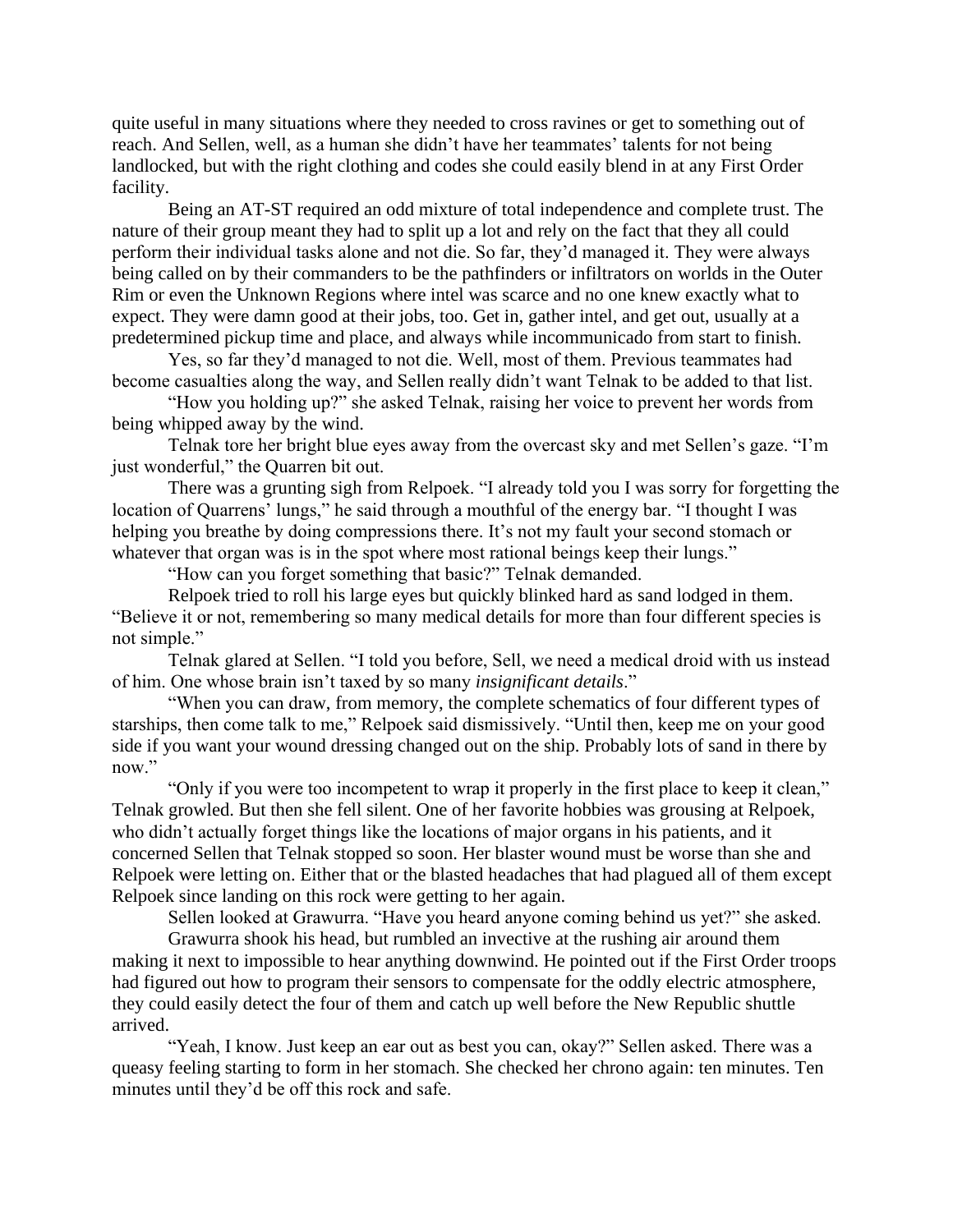quite useful in many situations where they needed to cross ravines or get to something out of reach. And Sellen, well, as a human she didn't have her teammates' talents for not being landlocked, but with the right clothing and codes she could easily blend in at any First Order facility.

Being an AT-ST required an odd mixture of total independence and complete trust. The nature of their group meant they had to split up a lot and rely on the fact that they all could perform their individual tasks alone and not die. So far, they'd managed it. They were always being called on by their commanders to be the pathfinders or infiltrators on worlds in the Outer Rim or even the Unknown Regions where intel was scarce and no one knew exactly what to expect. They were damn good at their jobs, too. Get in, gather intel, and get out, usually at a predetermined pickup time and place, and always while incommunicado from start to finish.

Yes, so far they'd managed to not die. Well, most of them. Previous teammates had become casualties along the way, and Sellen really didn't want Telnak to be added to that list.

"How you holding up?" she asked Telnak, raising her voice to prevent her words from being whipped away by the wind.

Telnak tore her bright blue eyes away from the overcast sky and met Sellen's gaze. "I'm just wonderful," the Quarren bit out.

There was a grunting sigh from Relpoek. "I already told you I was sorry for forgetting the location of Quarrens' lungs," he said through a mouthful of the energy bar. "I thought I was helping you breathe by doing compressions there. It's not my fault your second stomach or whatever that organ was is in the spot where most rational beings keep their lungs."

"How can you forget something that basic?" Telnak demanded.

Relpoek tried to roll his large eyes but quickly blinked hard as sand lodged in them. "Believe it or not, remembering so many medical details for more than four different species is not simple."

Telnak glared at Sellen. "I told you before, Sell, we need a medical droid with us instead of him. One whose brain isn't taxed by so many *insignificant details*."

"When you can draw, from memory, the complete schematics of four different types of starships, then come talk to me," Relpoek said dismissively. "Until then, keep me on your good side if you want your wound dressing changed out on the ship. Probably lots of sand in there by now."

"Only if you were too incompetent to wrap it properly in the first place to keep it clean," Telnak growled. But then she fell silent. One of her favorite hobbies was grousing at Relpoek, who didn't actually forget things like the locations of major organs in his patients, and it concerned Sellen that Telnak stopped so soon. Her blaster wound must be worse than she and Relpoek were letting on. Either that or the blasted headaches that had plagued all of them except Relpoek since landing on this rock were getting to her again.

Sellen looked at Grawurra. "Have you heard anyone coming behind us yet?" she asked.

Grawurra shook his head, but rumbled an invective at the rushing air around them making it next to impossible to hear anything downwind. He pointed out if the First Order troops had figured out how to program their sensors to compensate for the oddly electric atmosphere, they could easily detect the four of them and catch up well before the New Republic shuttle arrived.

"Yeah, I know. Just keep an ear out as best you can, okay?" Sellen asked. There was a queasy feeling starting to form in her stomach. She checked her chrono again: ten minutes. Ten minutes until they'd be off this rock and safe.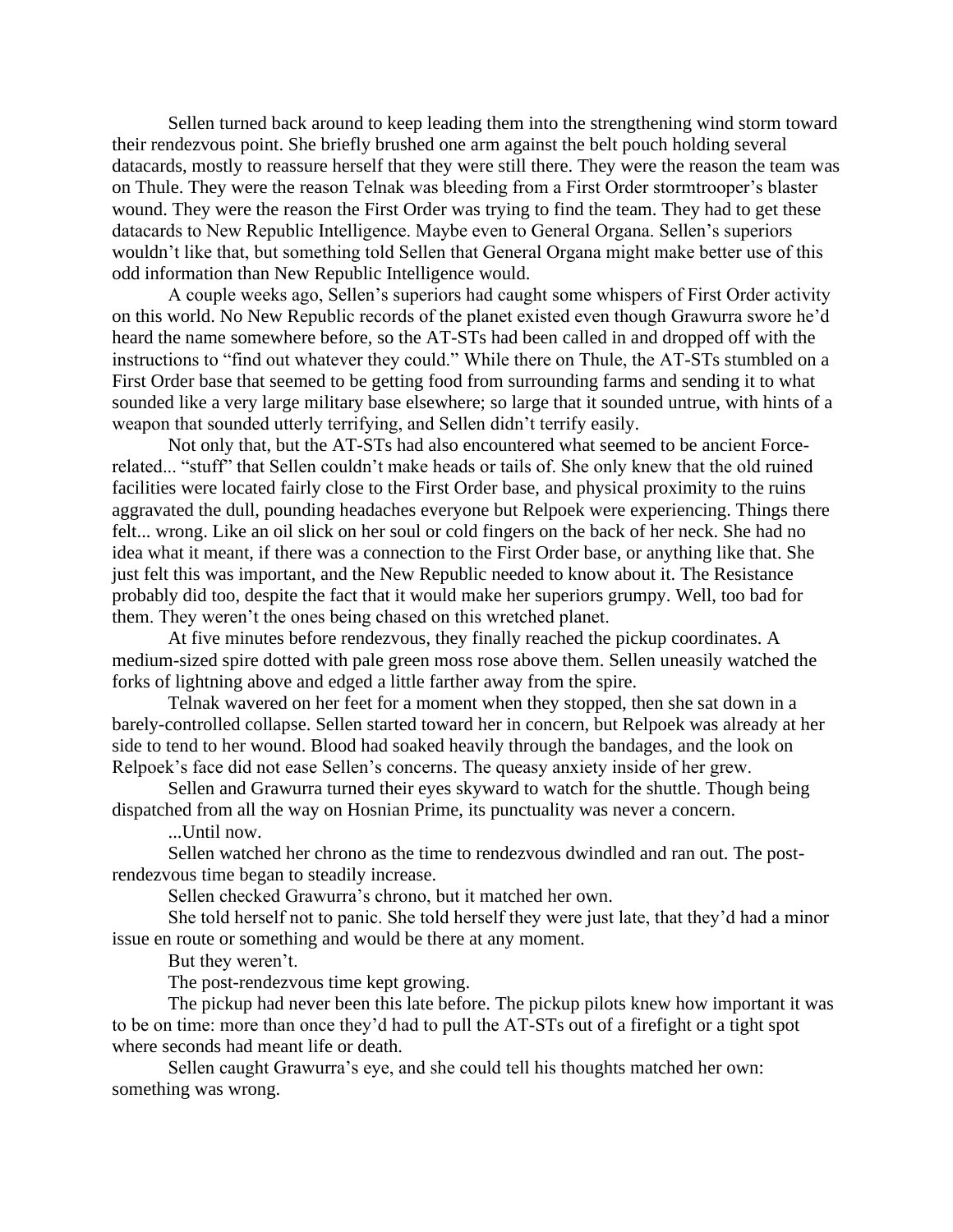Sellen turned back around to keep leading them into the strengthening wind storm toward their rendezvous point. She briefly brushed one arm against the belt pouch holding several datacards, mostly to reassure herself that they were still there. They were the reason the team was on Thule. They were the reason Telnak was bleeding from a First Order stormtrooper's blaster wound. They were the reason the First Order was trying to find the team. They had to get these datacards to New Republic Intelligence. Maybe even to General Organa. Sellen's superiors wouldn't like that, but something told Sellen that General Organa might make better use of this odd information than New Republic Intelligence would.

A couple weeks ago, Sellen's superiors had caught some whispers of First Order activity on this world. No New Republic records of the planet existed even though Grawurra swore he'd heard the name somewhere before, so the AT-STs had been called in and dropped off with the instructions to "find out whatever they could." While there on Thule, the AT-STs stumbled on a First Order base that seemed to be getting food from surrounding farms and sending it to what sounded like a very large military base elsewhere; so large that it sounded untrue, with hints of a weapon that sounded utterly terrifying, and Sellen didn't terrify easily.

Not only that, but the AT-STs had also encountered what seemed to be ancient Force-related... "stuff" that Sellen couldn't make heads or tails of. She only knew that the old ruined facilities were located fairly close to the First Order base, and physical proximity to the ruins aggravated the dull, pounding headaches everyone but Relpoek were experiencing. Things there felt... wrong. Like an oil slick on her soul or cold fingers on the back of her neck. She had no idea what it meant, if there was a connection to the First Order base, or anything like that. She just felt this was important, and the New Republic needed to know about it. The Resistance probably did too, despite the fact that it would make her superiors grumpy. Well, too bad for them. They weren't the ones being chased on this wretched planet.

At five minutes before rendezvous, they finally reached the pickup coordinates. A medium-sized spire dotted with pale green moss rose above them. Sellen uneasily watched the forks of lightning above and edged a little farther away from the spire.

Telnak wavered on her feet for a moment when they stopped, then she sat down in a barely-controlled collapse. Sellen started toward her in concern, but Relpoek was already at her side to tend to her wound. Blood had soaked heavily through the bandages, and the look on Relpoek's face did not ease Sellen's concerns. The queasy anxiety inside of her grew.

Sellen and Grawurra turned their eyes skyward to watch for the shuttle. Though being dispatched from all the way on Hosnian Prime, its punctuality was never a concern.

...Until now.

Sellen watched her chrono as the time to rendezvous dwindled and ran out. The post-rendezvous time began to steadily increase.

Sellen checked Grawurra's chrono, but it matched her own.

She told herself not to panic. She told herself they were just late, that they'd had a minor issue en route or something and would be there at any moment.

But they weren't.

The post-rendezvous time kept growing.

The pickup had never been this late before. The pickup pilots knew how important it was to be on time: more than once they'd had to pull the AT-STs out of a firefight or a tight spot where seconds had meant life or death.

Sellen caught Grawurra's eye, and she could tell his thoughts matched her own: something was wrong.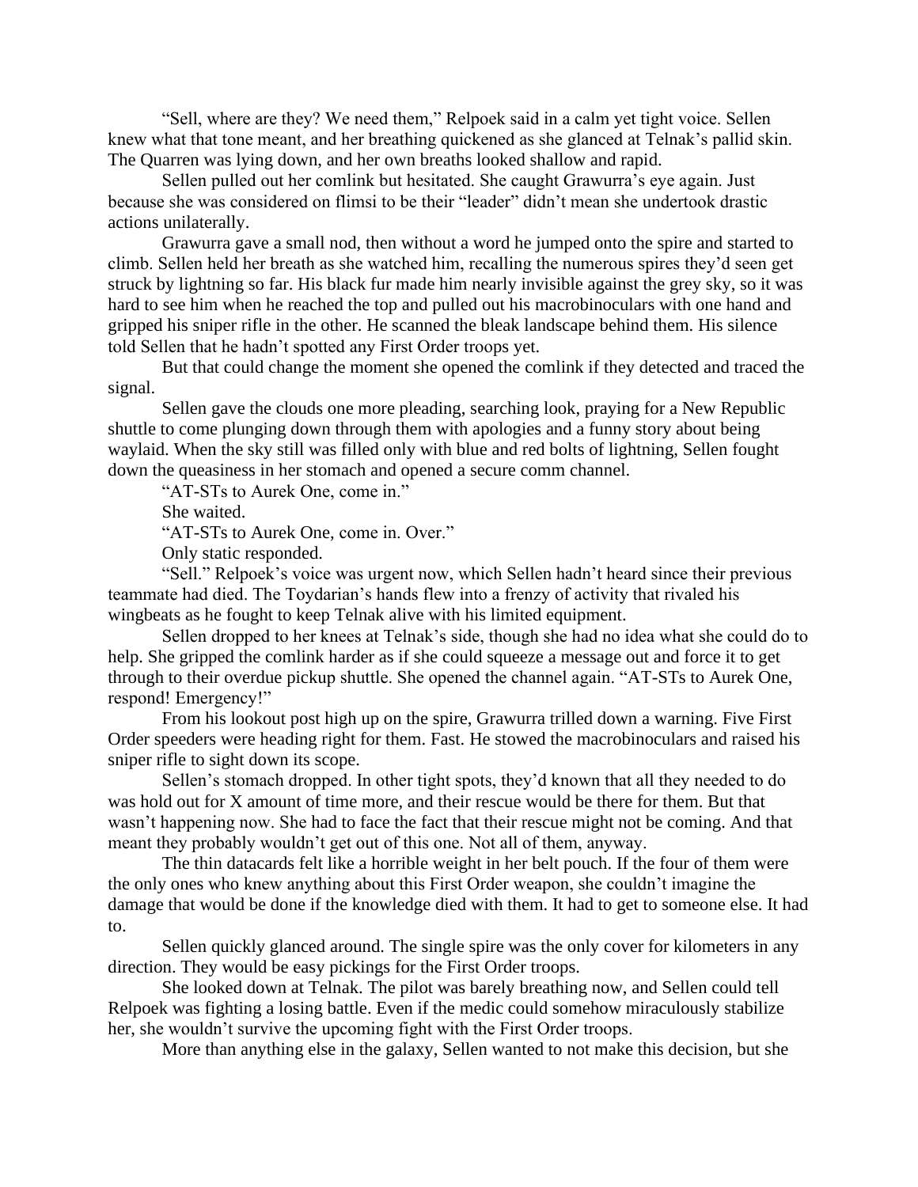"Sell, where are they? We need them," Relpoek said in a calm yet tight voice. Sellen knew what that tone meant, and her breathing quickened as she glanced at Telnak's pallid skin. The Quarren was lying down, and her own breaths looked shallow and rapid.

Sellen pulled out her comlink but hesitated. She caught Grawurra's eye again. Just because she was considered on flimsi to be their "leader" didn't mean she undertook drastic actions unilaterally.

Grawurra gave a small nod, then without a word he jumped onto the spire and started to climb. Sellen held her breath as she watched him, recalling the numerous spires they'd seen get struck by lightning so far. His black fur made him nearly invisible against the grey sky, so it was hard to see him when he reached the top and pulled out his macrobinoculars with one hand and gripped his sniper rifle in the other. He scanned the bleak landscape behind them. His silence told Sellen that he hadn't spotted any First Order troops yet.

But that could change the moment she opened the comlink if they detected and traced the signal.

Sellen gave the clouds one more pleading, searching look, praying for a New Republic shuttle to come plunging down through them with apologies and a funny story about being waylaid. When the sky still was filled only with blue and red bolts of lightning, Sellen fought down the queasiness in her stomach and opened a secure comm channel.

"AT-STs to Aurek One, come in."

She waited.

"AT-STs to Aurek One, come in. Over."

Only static responded.

"Sell." Relpoek's voice was urgent now, which Sellen hadn't heard since their previous teammate had died. The Toydarian's hands flew into a frenzy of activity that rivaled his wingbeats as he fought to keep Telnak alive with his limited equipment.

Sellen dropped to her knees at Telnak's side, though she had no idea what she could do to help. She gripped the comlink harder as if she could squeeze a message out and force it to get through to their overdue pickup shuttle. She opened the channel again. "AT-STs to Aurek One, respond! Emergency!"

From his lookout post high up on the spire, Grawurra trilled down a warning. Five First Order speeders were heading right for them. Fast. He stowed the macrobinoculars and raised his sniper rifle to sight down its scope.

Sellen's stomach dropped. In other tight spots, they'd known that all they needed to do was hold out for X amount of time more, and their rescue would be there for them. But that wasn't happening now. She had to face the fact that their rescue might not be coming. And that meant they probably wouldn't get out of this one. Not all of them, anyway.

The thin datacards felt like a horrible weight in her belt pouch. If the four of them were the only ones who knew anything about this First Order weapon, she couldn't imagine the damage that would be done if the knowledge died with them. It had to get to someone else. It had to.

Sellen quickly glanced around. The single spire was the only cover for kilometers in any direction. They would be easy pickings for the First Order troops.

She looked down at Telnak. The pilot was barely breathing now, and Sellen could tell Relpoek was fighting a losing battle. Even if the medic could somehow miraculously stabilize her, she wouldn't survive the upcoming fight with the First Order troops.

More than anything else in the galaxy, Sellen wanted to not make this decision, but she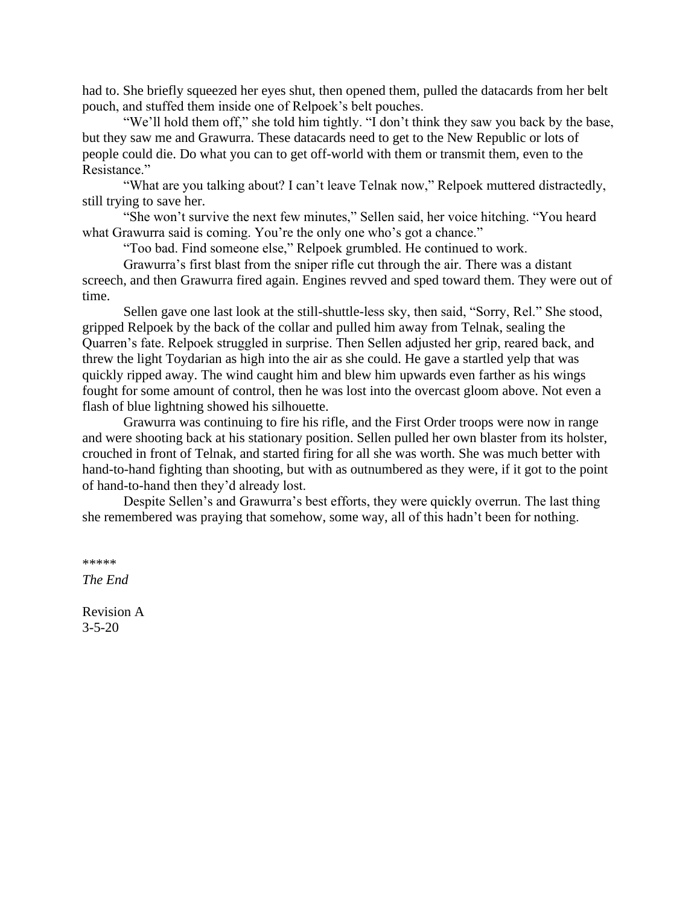had to. She briefly squeezed her eyes shut, then opened them, pulled the datacards from her belt pouch, and stuffed them inside one of Relpoek's belt pouches.

"We'll hold them off," she told him tightly. "I don't think they saw you back by the base, but they saw me and Grawurra. These datacards need to get to the New Republic or lots of people could die. Do what you can to get off-world with them or transmit them, even to the Resistance."

"What are you talking about? I can't leave Telnak now," Relpoek muttered distractedly, still trying to save her.

"She won't survive the next few minutes," Sellen said, her voice hitching. "You heard what Grawurra said is coming. You're the only one who's got a chance."

"Too bad. Find someone else," Relpoek grumbled. He continued to work.

Grawurra's first blast from the sniper rifle cut through the air. There was a distant screech, and then Grawurra fired again. Engines revved and sped toward them. They were out of time.

Sellen gave one last look at the still-shuttle-less sky, then said, "Sorry, Rel." She stood, gripped Relpoek by the back of the collar and pulled him away from Telnak, sealing the Quarren's fate. Relpoek struggled in surprise. Then Sellen adjusted her grip, reared back, and threw the light Toydarian as high into the air as she could. He gave a startled yelp that was quickly ripped away. The wind caught him and blew him upwards even farther as his wings fought for some amount of control, then he was lost into the overcast gloom above. Not even a flash of blue lightning showed his silhouette.

Grawurra was continuing to fire his rifle, and the First Order troops were now in range and were shooting back at his stationary position. Sellen pulled her own blaster from its holster, crouched in front of Telnak, and started firing for all she was worth. She was much better with hand-to-hand fighting than shooting, but with as outnumbered as they were, if it got to the point of hand-to-hand then they'd already lost.

Despite Sellen's and Grawurra's best efforts, they were quickly overrun. The last thing she remembered was praying that somehow, some way, all of this hadn't been for nothing.

*****

*The End*

Revision A
3-5-20